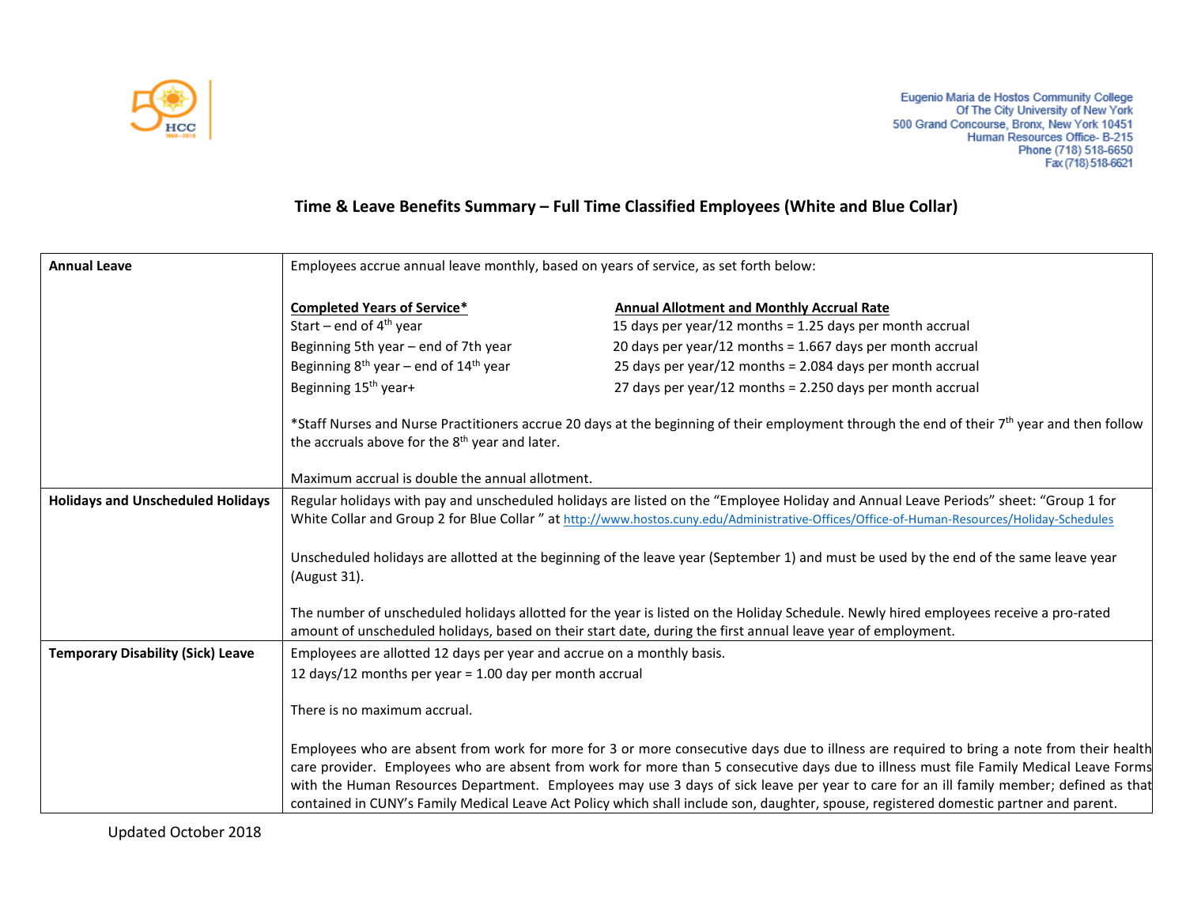Eugenio Maria de Hostos Community College
Of The City University of New York
500 Grand Concourse, Bronx, New York 10451
Human Resources Office- B-215
Phone (718) 518-6650
Fax (718) 518-6621

## Time & Leave Benefits Summary – Full Time Classified Employees (White and Blue Collar)

| | |
|---|---|
| **Annual Leave** | Employees accrue annual leave monthly, based on years of service, as set forth below:<br><br>**Completed Years of Service*** — **Annual Allotment and Monthly Accrual Rate**<br>Start – end of 4th year — 15 days per year/12 months = 1.25 days per month accrual<br>Beginning 5th year – end of 7th year — 20 days per year/12 months = 1.667 days per month accrual<br>Beginning 8th year – end of 14th year — 25 days per year/12 months = 2.084 days per month accrual<br>Beginning 15th year+ — 27 days per year/12 months = 2.250 days per month accrual<br><br>*Staff Nurses and Nurse Practitioners accrue 20 days at the beginning of their employment through the end of their 7th year and then follow the accruals above for the 8th year and later.<br><br>Maximum accrual is double the annual allotment. |
| **Holidays and Unscheduled Holidays** | Regular holidays with pay and unscheduled holidays are listed on the "Employee Holiday and Annual Leave Periods" sheet: "Group 1 for White Collar and Group 2 for Blue Collar " at http://www.hostos.cuny.edu/Administrative-Offices/Office-of-Human-Resources/Holiday-Schedules<br><br>Unscheduled holidays are allotted at the beginning of the leave year (September 1) and must be used by the end of the same leave year (August 31).<br><br>The number of unscheduled holidays allotted for the year is listed on the Holiday Schedule. Newly hired employees receive a pro-rated amount of unscheduled holidays, based on their start date, during the first annual leave year of employment. |
| **Temporary Disability (Sick) Leave** | Employees are allotted 12 days per year and accrue on a monthly basis.<br>12 days/12 months per year = 1.00 day per month accrual<br><br>There is no maximum accrual.<br><br>Employees who are absent from work for more for 3 or more consecutive days due to illness are required to bring a note from their health care provider. Employees who are absent from work for more than 5 consecutive days due to illness must file Family Medical Leave Forms with the Human Resources Department. Employees may use 3 days of sick leave per year to care for an ill family member; defined as that contained in CUNY's Family Medical Leave Act Policy which shall include son, daughter, spouse, registered domestic partner and parent. |

Updated October 2018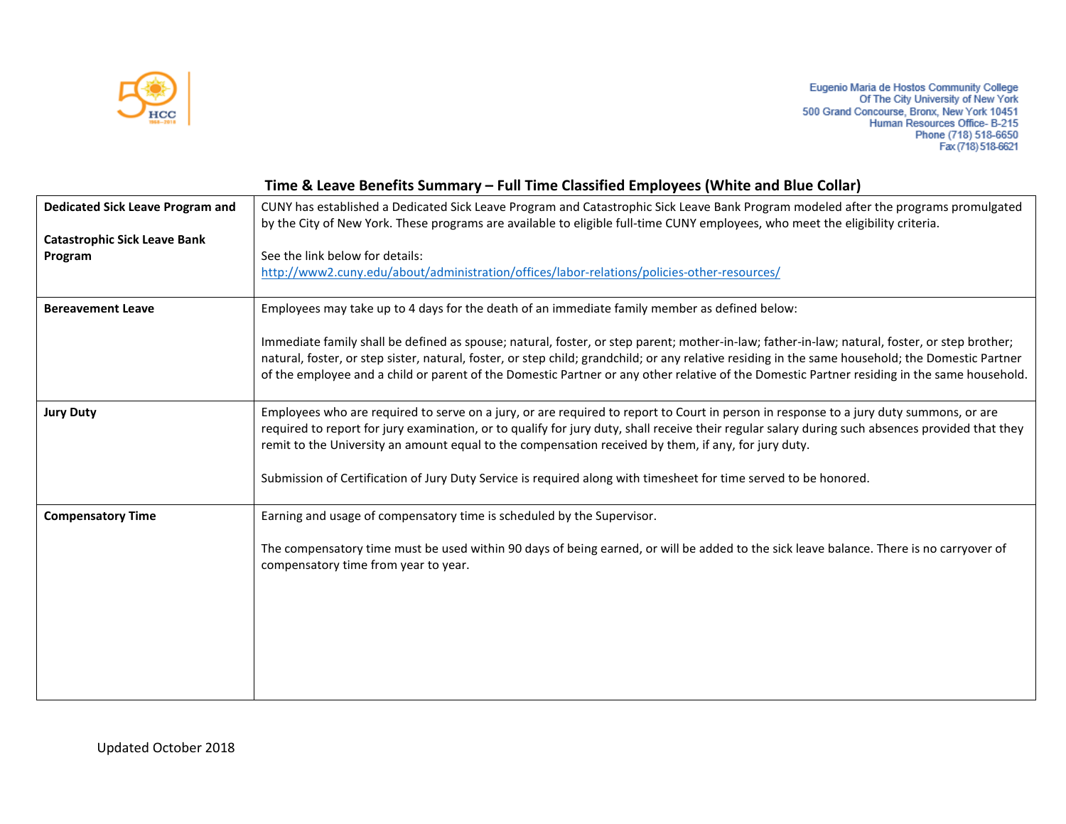Eugenio Maria de Hostos Community College
Of The City University of New York
500 Grand Concourse, Bronx, New York 10451
Human Resources Office- B-215
Phone (718) 518-6650
Fax (718) 518-6621

## Time & Leave Benefits Summary – Full Time Classified Employees (White and Blue Collar)

| | |
|---|---|
| **Dedicated Sick Leave Program and Catastrophic Sick Leave Bank Program** | CUNY has established a Dedicated Sick Leave Program and Catastrophic Sick Leave Bank Program modeled after the programs promulgated by the City of New York. These programs are available to eligible full-time CUNY employees, who meet the eligibility criteria.<br><br>See the link below for details:<br>http://www2.cuny.edu/about/administration/offices/labor-relations/policies-other-resources/ |
| **Bereavement Leave** | Employees may take up to 4 days for the death of an immediate family member as defined below:<br><br>Immediate family shall be defined as spouse; natural, foster, or step parent; mother-in-law; father-in-law; natural, foster, or step brother; natural, foster, or step sister, natural, foster, or step child; grandchild; or any relative residing in the same household; the Domestic Partner of the employee and a child or parent of the Domestic Partner or any other relative of the Domestic Partner residing in the same household. |
| **Jury Duty** | Employees who are required to serve on a jury, or are required to report to Court in person in response to a jury duty summons, or are required to report for jury examination, or to qualify for jury duty, shall receive their regular salary during such absences provided that they remit to the University an amount equal to the compensation received by them, if any, for jury duty.<br><br>Submission of Certification of Jury Duty Service is required along with timesheet for time served to be honored. |
| **Compensatory Time** | Earning and usage of compensatory time is scheduled by the Supervisor.<br><br>The compensatory time must be used within 90 days of being earned, or will be added to the sick leave balance. There is no carryover of compensatory time from year to year. |

Updated October 2018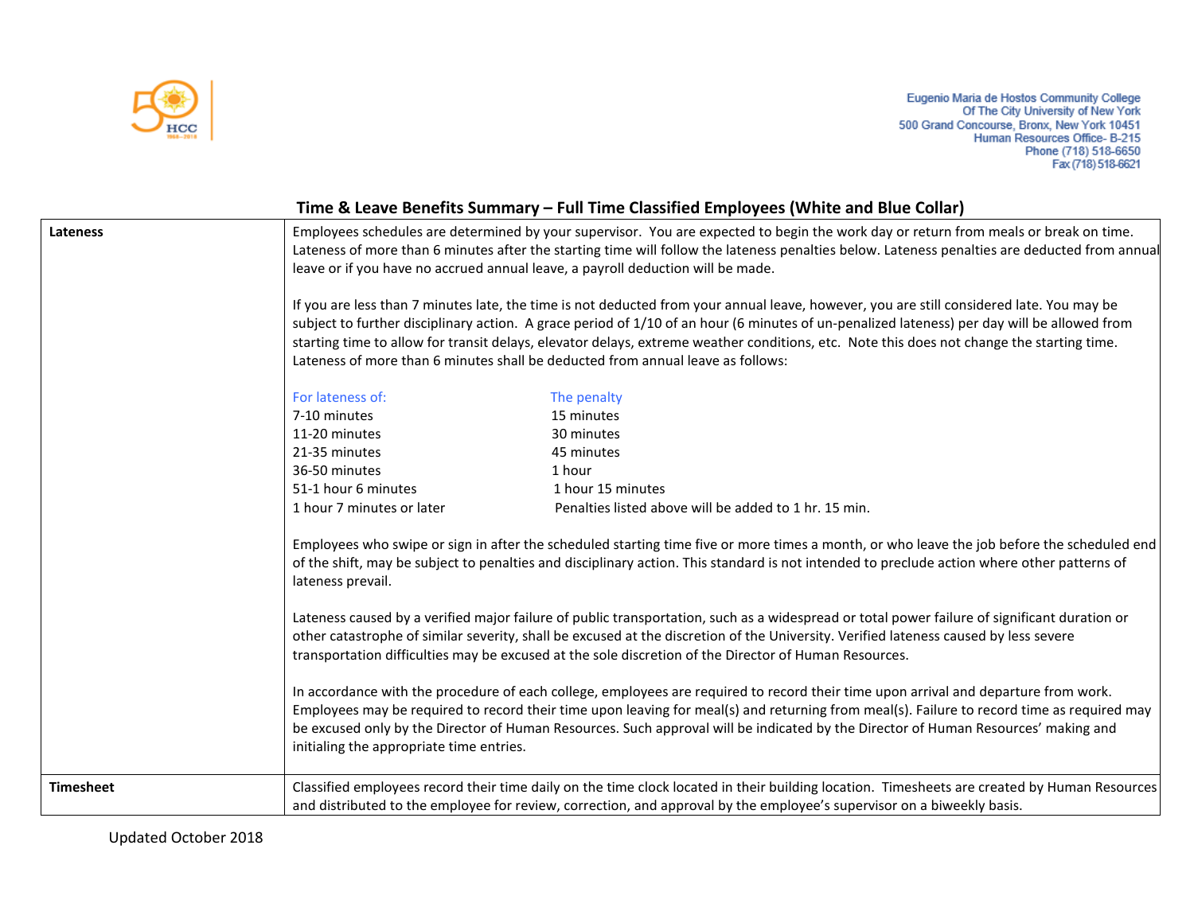Eugenio Maria de Hostos Community College
Of The City University of New York
500 Grand Concourse, Bronx, New York 10451
Human Resources Office- B-215
Phone (718) 518-6650
Fax (718) 518-6621

## Time & Leave Benefits Summary – Full Time Classified Employees (White and Blue Collar)

**Lateness**

Employees schedules are determined by your supervisor. You are expected to begin the work day or return from meals or break on time. Lateness of more than 6 minutes after the starting time will follow the lateness penalties below. Lateness penalties are deducted from annual leave or if you have no accrued annual leave, a payroll deduction will be made.

If you are less than 7 minutes late, the time is not deducted from your annual leave, however, you are still considered late. You may be subject to further disciplinary action. A grace period of 1/10 of an hour (6 minutes of un-penalized lateness) per day will be allowed from starting time to allow for transit delays, elevator delays, extreme weather conditions, etc. Note this does not change the starting time. Lateness of more than 6 minutes shall be deducted from annual leave as follows:

| For lateness of: | The penalty |
|---|---|
| 7-10 minutes | 15 minutes |
| 11-20 minutes | 30 minutes |
| 21-35 minutes | 45 minutes |
| 36-50 minutes | 1 hour |
| 51-1 hour 6 minutes | 1 hour 15 minutes |
| 1 hour 7 minutes or later | Penalties listed above will be added to 1 hr. 15 min. |

Employees who swipe or sign in after the scheduled starting time five or more times a month, or who leave the job before the scheduled end of the shift, may be subject to penalties and disciplinary action. This standard is not intended to preclude action where other patterns of lateness prevail.

Lateness caused by a verified major failure of public transportation, such as a widespread or total power failure of significant duration or other catastrophe of similar severity, shall be excused at the discretion of the University. Verified lateness caused by less severe transportation difficulties may be excused at the sole discretion of the Director of Human Resources.

In accordance with the procedure of each college, employees are required to record their time upon arrival and departure from work. Employees may be required to record their time upon leaving for meal(s) and returning from meal(s). Failure to record time as required may be excused only by the Director of Human Resources. Such approval will be indicated by the Director of Human Resources' making and initialing the appropriate time entries.

**Timesheet**

Classified employees record their time daily on the time clock located in their building location. Timesheets are created by Human Resources and distributed to the employee for review, correction, and approval by the employee's supervisor on a biweekly basis.

Updated October 2018